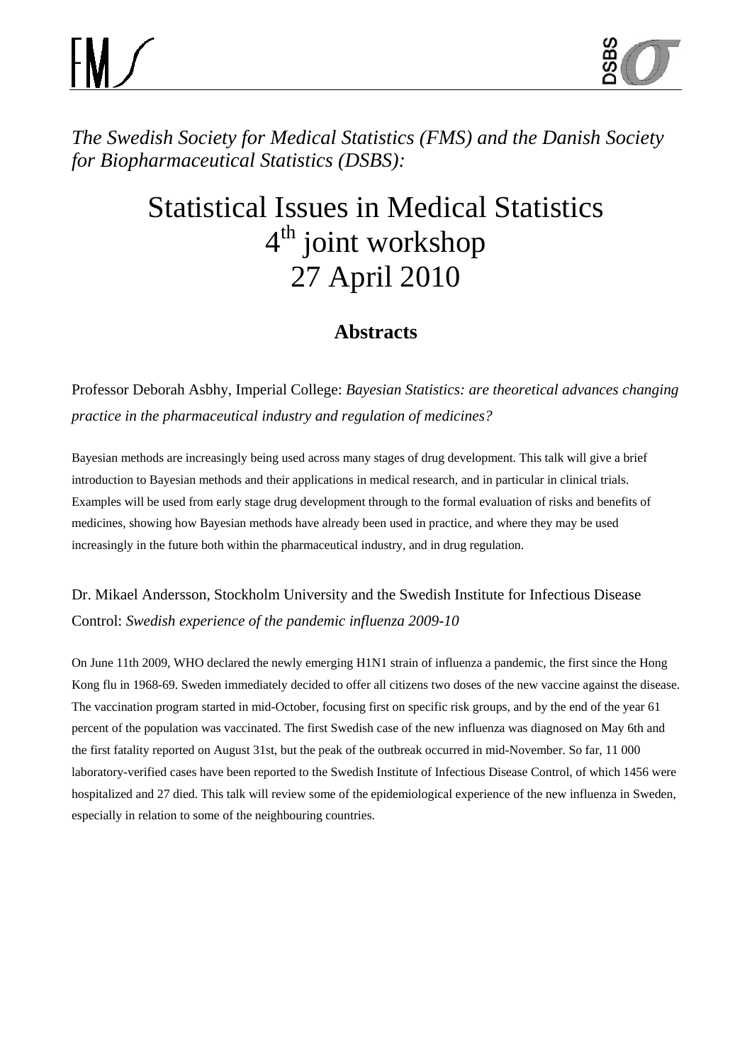*The Swedish Society for Medical Statistics (FMS) and the Danish Society for Biopharmaceutical Statistics (DSBS):*

# Statistical Issues in Medical Statistics
# 4th joint workshop
# 27 April 2010

## Abstracts

Professor Deborah Asbhy, Imperial College: *Bayesian Statistics: are theoretical advances changing practice in the pharmaceutical industry and regulation of medicines?*

Bayesian methods are increasingly being used across many stages of drug development. This talk will give a brief introduction to Bayesian methods and their applications in medical research, and in particular in clinical trials. Examples will be used from early stage drug development through to the formal evaluation of risks and benefits of medicines, showing how Bayesian methods have already been used in practice, and where they may be used increasingly in the future both within the pharmaceutical industry, and in drug regulation.

Dr. Mikael Andersson, Stockholm University and the Swedish Institute for Infectious Disease Control: *Swedish experience of the pandemic influenza 2009-10*

On June 11th 2009, WHO declared the newly emerging H1N1 strain of influenza a pandemic, the first since the Hong Kong flu in 1968-69. Sweden immediately decided to offer all citizens two doses of the new vaccine against the disease. The vaccination program started in mid-October, focusing first on specific risk groups, and by the end of the year 61 percent of the population was vaccinated. The first Swedish case of the new influenza was diagnosed on May 6th and the first fatality reported on August 31st, but the peak of the outbreak occurred in mid-November. So far, 11 000 laboratory-verified cases have been reported to the Swedish Institute of Infectious Disease Control, of which 1456 were hospitalized and 27 died. This talk will review some of the epidemiological experience of the new influenza in Sweden, especially in relation to some of the neighbouring countries.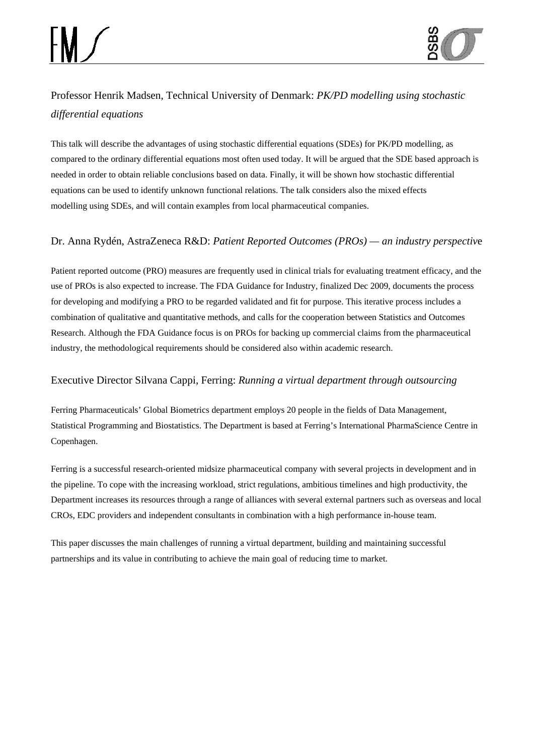## Professor Henrik Madsen, Technical University of Denmark: *PK/PD modelling using stochastic differential equations*

This talk will describe the advantages of using stochastic differential equations (SDEs) for PK/PD modelling, as compared to the ordinary differential equations most often used today. It will be argued that the SDE based approach is needed in order to obtain reliable conclusions based on data. Finally, it will be shown how stochastic differential equations can be used to identify unknown functional relations. The talk considers also the mixed effects modelling using SDEs, and will contain examples from local pharmaceutical companies.

## Dr. Anna Rydén, AstraZeneca R&D: *Patient Reported Outcomes (PROs) — an industry perspective*

Patient reported outcome (PRO) measures are frequently used in clinical trials for evaluating treatment efficacy, and the use of PROs is also expected to increase. The FDA Guidance for Industry, finalized Dec 2009, documents the process for developing and modifying a PRO to be regarded validated and fit for purpose. This iterative process includes a combination of qualitative and quantitative methods, and calls for the cooperation between Statistics and Outcomes Research. Although the FDA Guidance focus is on PROs for backing up commercial claims from the pharmaceutical industry, the methodological requirements should be considered also within academic research.

## Executive Director Silvana Cappi, Ferring: *Running a virtual department through outsourcing*

Ferring Pharmaceuticals' Global Biometrics department employs 20 people in the fields of Data Management, Statistical Programming and Biostatistics. The Department is based at Ferring's International PharmaScience Centre in Copenhagen.

Ferring is a successful research-oriented midsize pharmaceutical company with several projects in development and in the pipeline. To cope with the increasing workload, strict regulations, ambitious timelines and high productivity, the Department increases its resources through a range of alliances with several external partners such as overseas and local CROs, EDC providers and independent consultants in combination with a high performance in-house team.

This paper discusses the main challenges of running a virtual department, building and maintaining successful partnerships and its value in contributing to achieve the main goal of reducing time to market.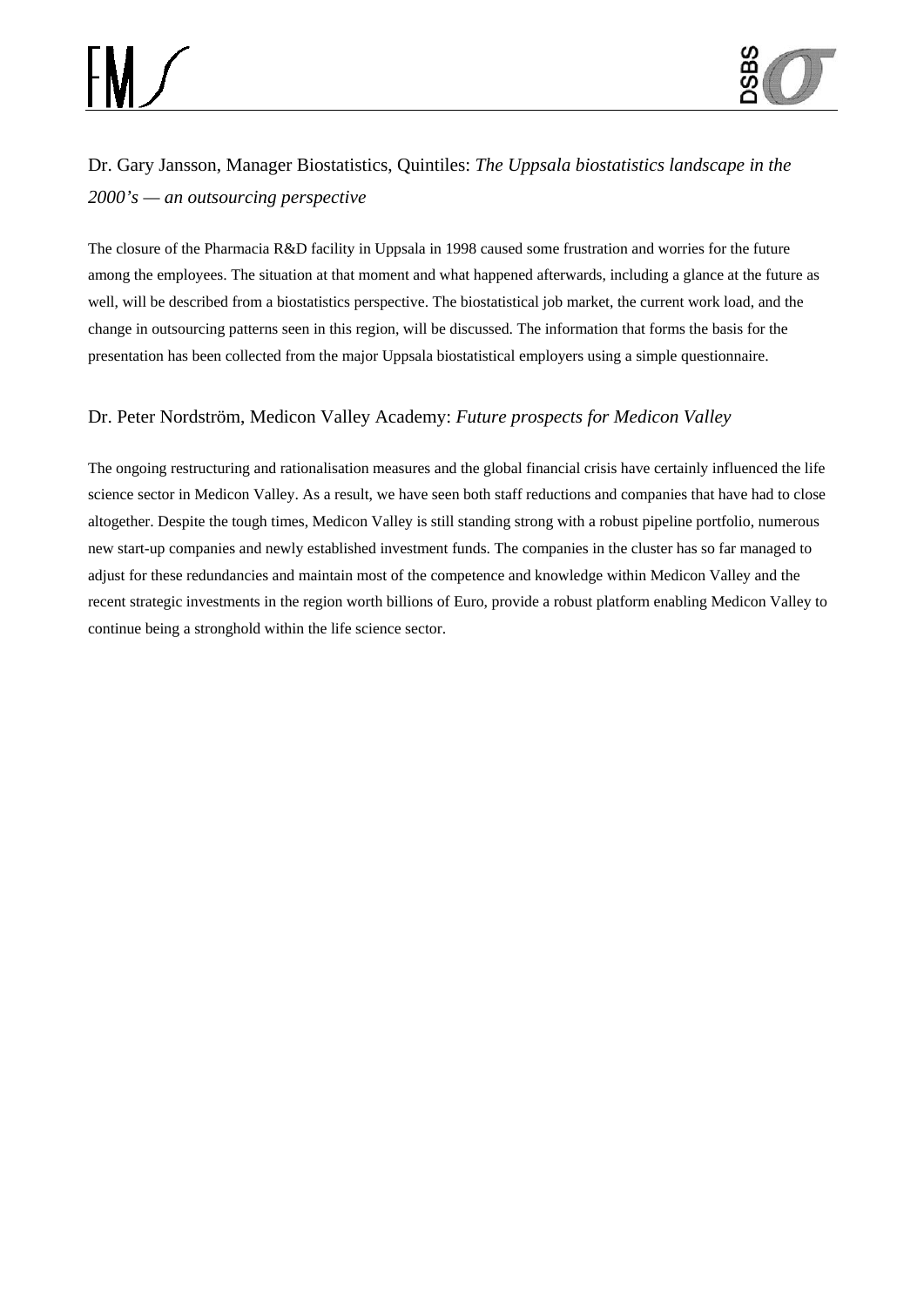## Dr. Gary Jansson, Manager Biostatistics, Quintiles: *The Uppsala biostatistics landscape in the 2000's — an outsourcing perspective*

The closure of the Pharmacia R&D facility in Uppsala in 1998 caused some frustration and worries for the future among the employees. The situation at that moment and what happened afterwards, including a glance at the future as well, will be described from a biostatistics perspective. The biostatistical job market, the current work load, and the change in outsourcing patterns seen in this region, will be discussed. The information that forms the basis for the presentation has been collected from the major Uppsala biostatistical employers using a simple questionnaire.

## Dr. Peter Nordström, Medicon Valley Academy: *Future prospects for Medicon Valley*

The ongoing restructuring and rationalisation measures and the global financial crisis have certainly influenced the life science sector in Medicon Valley. As a result, we have seen both staff reductions and companies that have had to close altogether. Despite the tough times, Medicon Valley is still standing strong with a robust pipeline portfolio, numerous new start-up companies and newly established investment funds. The companies in the cluster has so far managed to adjust for these redundancies and maintain most of the competence and knowledge within Medicon Valley and the recent strategic investments in the region worth billions of Euro, provide a robust platform enabling Medicon Valley to continue being a stronghold within the life science sector.